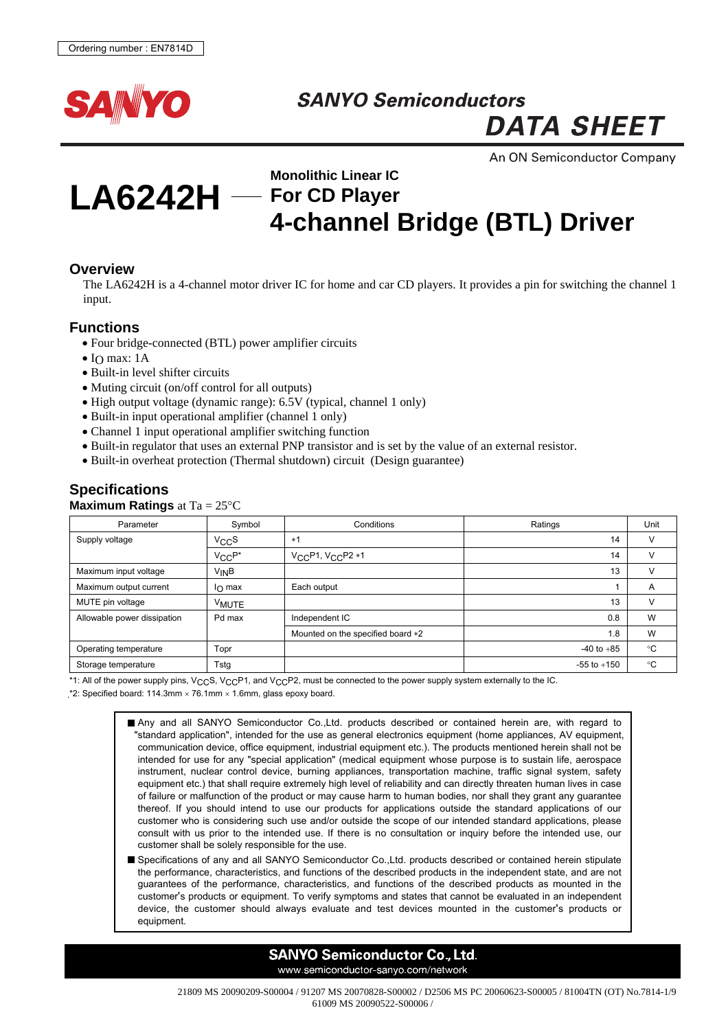Ordering number : EN7814D

SANYO

**SANYO Semiconductors**

# DATA SHEET

An ON Semiconductor Company

# LA6242H — Monolithic Linear IC For CD Player 4-channel Bridge (BTL) Driver

## Overview

The LA6242H is a 4-channel motor driver IC for home and car CD players. It provides a pin for switching the channel 1 input.

## Functions

- Four bridge-connected (BTL) power amplifier circuits
- $I_O$ max: 1A
- Built-in level shifter circuits
- Muting circuit (on/off control for all outputs)
- High output voltage (dynamic range): 6.5V (typical, channel 1 only)
- Built-in input operational amplifier (channel 1 only)
- Channel 1 input operational amplifier switching function
- Built-in regulator that uses an external PNP transistor and is set by the value of an external resistor.
- Built-in overheat protection (Thermal shutdown) circuit (Design guarantee)

## Specifications

**Maximum Ratings** at Ta = 25°C

| Parameter | Symbol | Conditions | Ratings | Unit |
|---|---|---|---|---|
| Supply voltage | $V_{CC}S$ | *1 | 14 | V |
| | $V_{CC}P^*$ | $V_{CC}P1$, $V_{CC}P2$ *1 | 14 | V |
| Maximum input voltage | $V_{IN}B$ | | 13 | V |
| Maximum output current | $I_O$ max | Each output | 1 | A |
| MUTE pin voltage | $V_{MUTE}$ | | 13 | V |
| Allowable power dissipation | Pd max | Independent IC | 0.8 | W |
| | | Mounted on the specified board *2 | 1.8 | W |
| Operating temperature | Topr | | -40 to +85 | °C |
| Storage temperature | Tstg | | -55 to +150 | °C |

*1: All of the power supply pins, $V_{CC}S$, $V_{CC}P1$, and $V_{CC}P2$, must be connected to the power supply system externally to the IC.

*2: Specified board: 114.3mm × 76.1mm × 1.6mm, glass epoxy board.

- Any and all SANYO Semiconductor Co.,Ltd. products described or contained herein are, with regard to "standard application", intended for the use as general electronics equipment (home appliances, AV equipment, communication device, office equipment, industrial equipment etc.). The products mentioned herein shall not be intended for use for any "special application" (medical equipment whose purpose is to sustain life, aerospace instrument, nuclear control device, burning appliances, transportation machine, traffic signal system, safety equipment etc.) that shall require extremely high level of reliability and can directly threaten human lives in case of failure or malfunction of the product or may cause harm to human bodies, nor shall they grant any guarantee thereof. If you should intend to use our products for applications outside the standard applications of our customer who is considering such use and/or outside the scope of our intended standard applications, please consult with us prior to the intended use. If there is no consultation or inquiry before the intended use, our customer shall be solely responsible for the use.
- Specifications of any and all SANYO Semiconductor Co.,Ltd. products described or contained herein stipulate the performance, characteristics, and functions of the described products in the independent state, and are not guarantees of the performance, characteristics, and functions of the described products as mounted in the customer's products or equipment. To verify symptoms and states that cannot be evaluated in an independent device, the customer should always evaluate and test devices mounted in the customer's products or equipment.

**SANYO Semiconductor Co., Ltd.**
www.semiconductor-sanyo.com/network

21809 MS 20090209-S00004 / 91207 MS 20070828-S00002 / D2506 MS PC 20060623-S00005 / 81004TN (OT) No.7814-1/9
61009 MS 20090522-S00006 /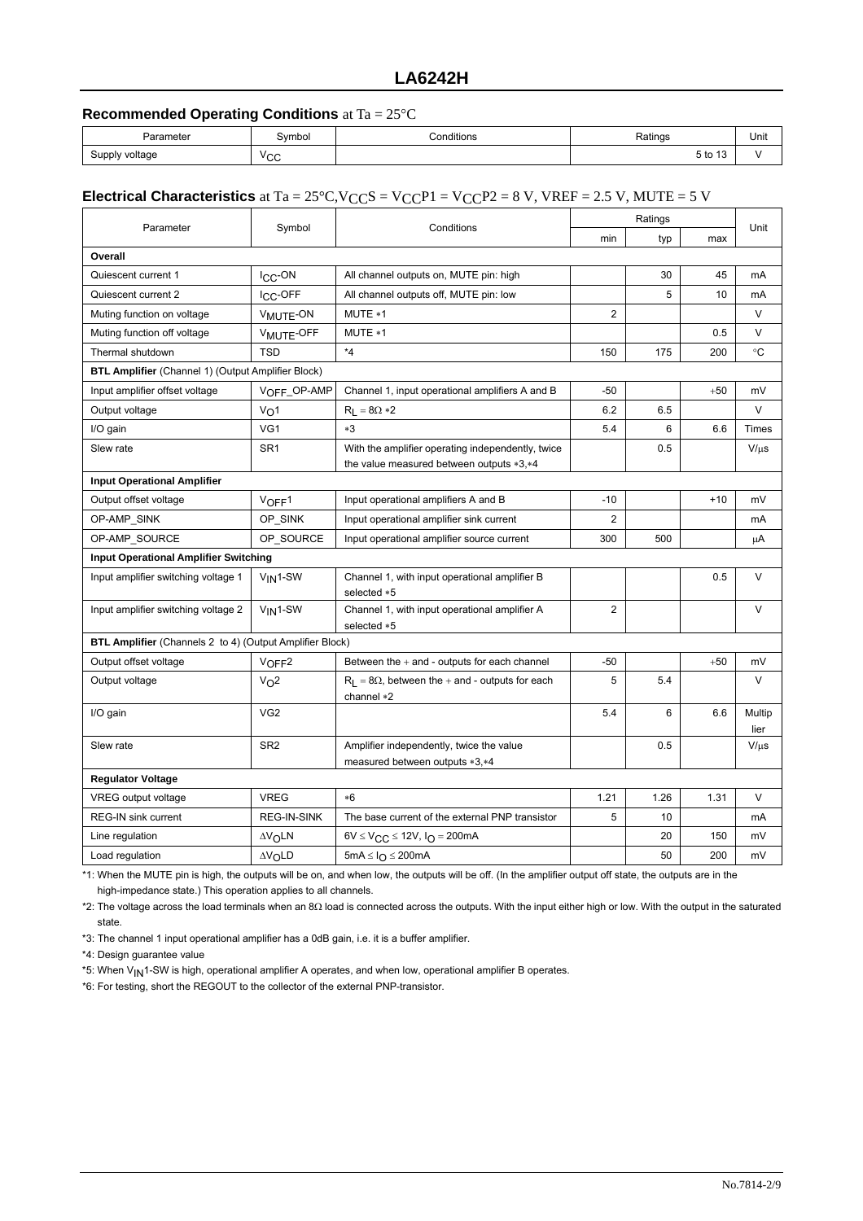## Recommended Operating Conditions at Ta = 25°C

| Parameter | Symbol | Conditions | Ratings | Unit |
|---|---|---|---|---|
| Supply voltage | $V_{CC}$ | | 5 to 13 | V |

## Electrical Characteristics at Ta = 25°C, $V_{CC}S = V_{CC}P1 = V_{CC}P2$ = 8 V, VREF = 2.5 V, MUTE = 5 V

| Parameter | Symbol | Conditions | Ratings | | | Unit |
|---|---|---|---|---|---|---|
| | | | min | typ | max | |
| **Overall** | | | | | | |
| Quiescent current 1 | $I_{CC}$-ON | All channel outputs on, MUTE pin: high | | 30 | 45 | mA |
| Quiescent current 2 | $I_{CC}$-OFF | All channel outputs off, MUTE pin: low | | 5 | 10 | mA |
| Muting function on voltage | $V_{MUTE}$-ON | MUTE *1 | 2 | | | V |
| Muting function off voltage | $V_{MUTE}$-OFF | MUTE *1 | | | 0.5 | V |
| Thermal shutdown | TSD | *4 | 150 | 175 | 200 | °C |
| **BTL Amplifier** (Channel 1) (Output Amplifier Block) | | | | | | |
| Input amplifier offset voltage | $V_{OFF}$_OP-AMP | Channel 1, input operational amplifiers A and B | -50 | | +50 | mV |
| Output voltage | $V_O$1 | $R_L$ = 8Ω *2 | 6.2 | 6.5 | | V |
| I/O gain | VG1 | *3 | 5.4 | 6 | 6.6 | Times |
| Slew rate | SR1 | With the amplifier operating independently, twice the value measured between outputs *3,*4 | | 0.5 | | V/μs |
| **Input Operational Amplifier** | | | | | | |
| Output offset voltage | $V_{OFF}$1 | Input operational amplifiers A and B | -10 | | +10 | mV |
| OP-AMP_SINK | OP_SINK | Input operational amplifier sink current | 2 | | | mA |
| OP-AMP_SOURCE | OP_SOURCE | Input operational amplifier source current | 300 | 500 | | μA |
| **Input Operational Amplifier Switching** | | | | | | |
| Input amplifier switching voltage 1 | $V_{IN}$1-SW | Channel 1, with input operational amplifier B selected *5 | | | 0.5 | V |
| Input amplifier switching voltage 2 | $V_{IN}$1-SW | Channel 1, with input operational amplifier A selected *5 | 2 | | | V |
| **BTL Amplifier** (Channels 2 to 4) (Output Amplifier Block) | | | | | | |
| Output offset voltage | $V_{OFF}$2 | Between the + and - outputs for each channel | -50 | | +50 | mV |
| Output voltage | $V_O$2 | $R_L$ = 8Ω, between the + and - outputs for each channel *2 | 5 | 5.4 | | V |
| I/O gain | VG2 | | 5.4 | 6 | 6.6 | Multiplier |
| Slew rate | SR2 | Amplifier independently, twice the value measured between outputs *3,*4 | | 0.5 | | V/μs |
| **Regulator Voltage** | | | | | | |
| VREG output voltage | VREG | *6 | 1.21 | 1.26 | 1.31 | V |
| REG-IN sink current | REG-IN-SINK | The base current of the external PNP transistor | 5 | 10 | | mA |
| Line regulation | $\Delta V_O LN$ | 6V ≤ $V_{CC}$ ≤ 12V, $I_O$ = 200mA | | 20 | 150 | mV |
| Load regulation | $\Delta V_O LD$ | 5mA ≤ $I_O$ ≤ 200mA | | 50 | 200 | mV |

*1: When the MUTE pin is high, the outputs will be on, and when low, the outputs will be off. (In the amplifier output off state, the outputs are in the high-impedance state.) This operation applies to all channels.

*2: The voltage across the load terminals when an 8Ω load is connected across the outputs. With the input either high or low. With the output in the saturated state.

*3: The channel 1 input operational amplifier has a 0dB gain, i.e. it is a buffer amplifier.

*4: Design guarantee value

*5: When $V_{IN}$1-SW is high, operational amplifier A operates, and when low, operational amplifier B operates.

*6: For testing, short the REGOUT to the collector of the external PNP-transistor.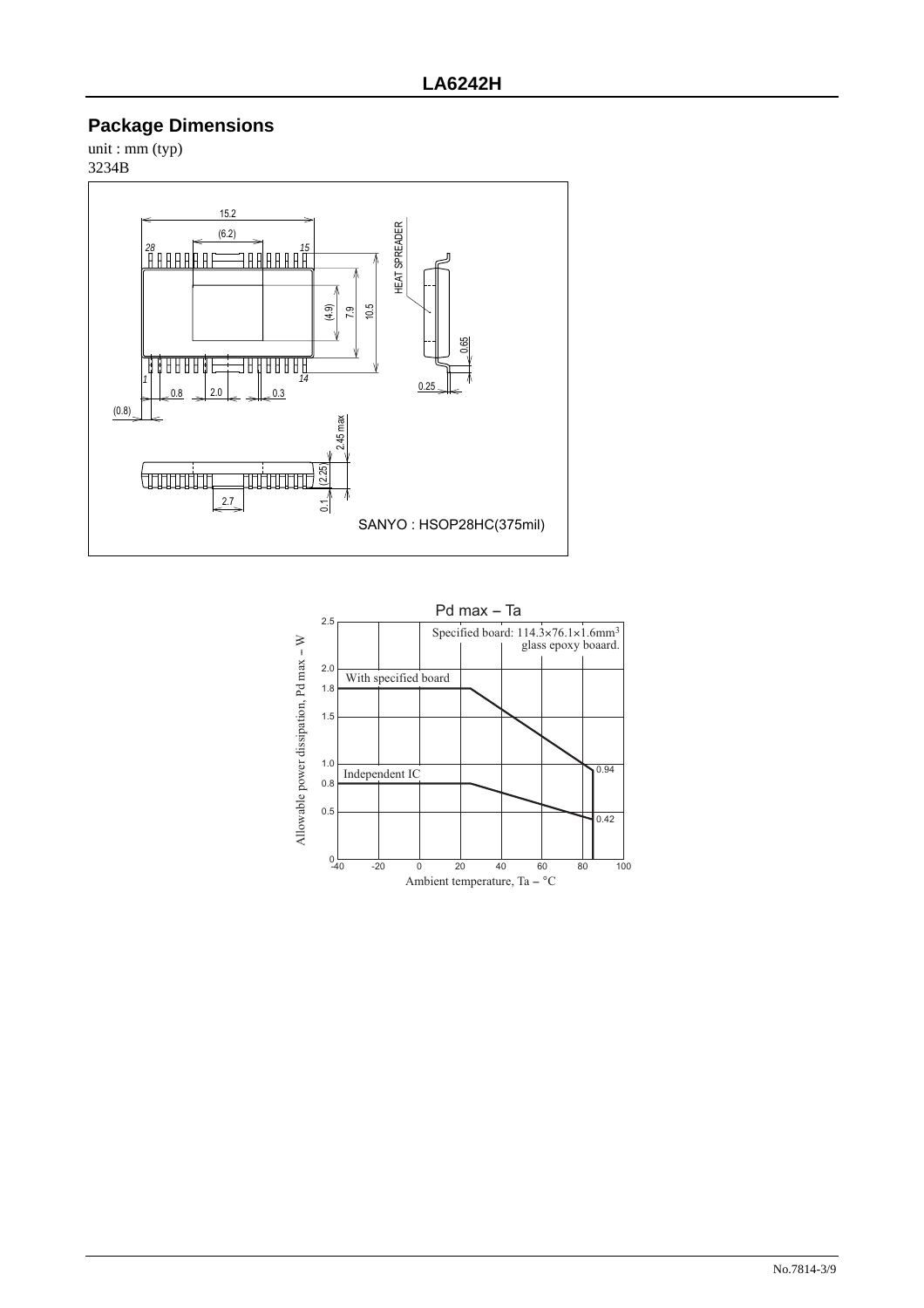## Package Dimensions

unit : mm (typ)
3234B

SANYO : HSOP28HC(375mil)

Pd max – Ta

Specified board: 114.3×76.1×1.6mm$^3$ glass epoxy boaard.

With specified board

Independent IC

Allowable power dissipation, Pd max – W

Ambient temperature, Ta – °C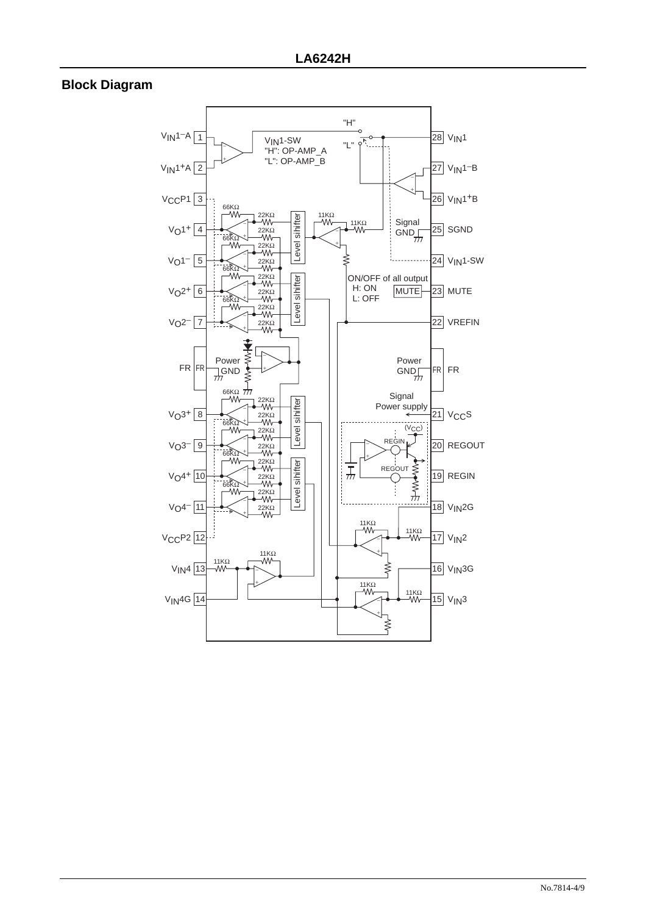## Block Diagram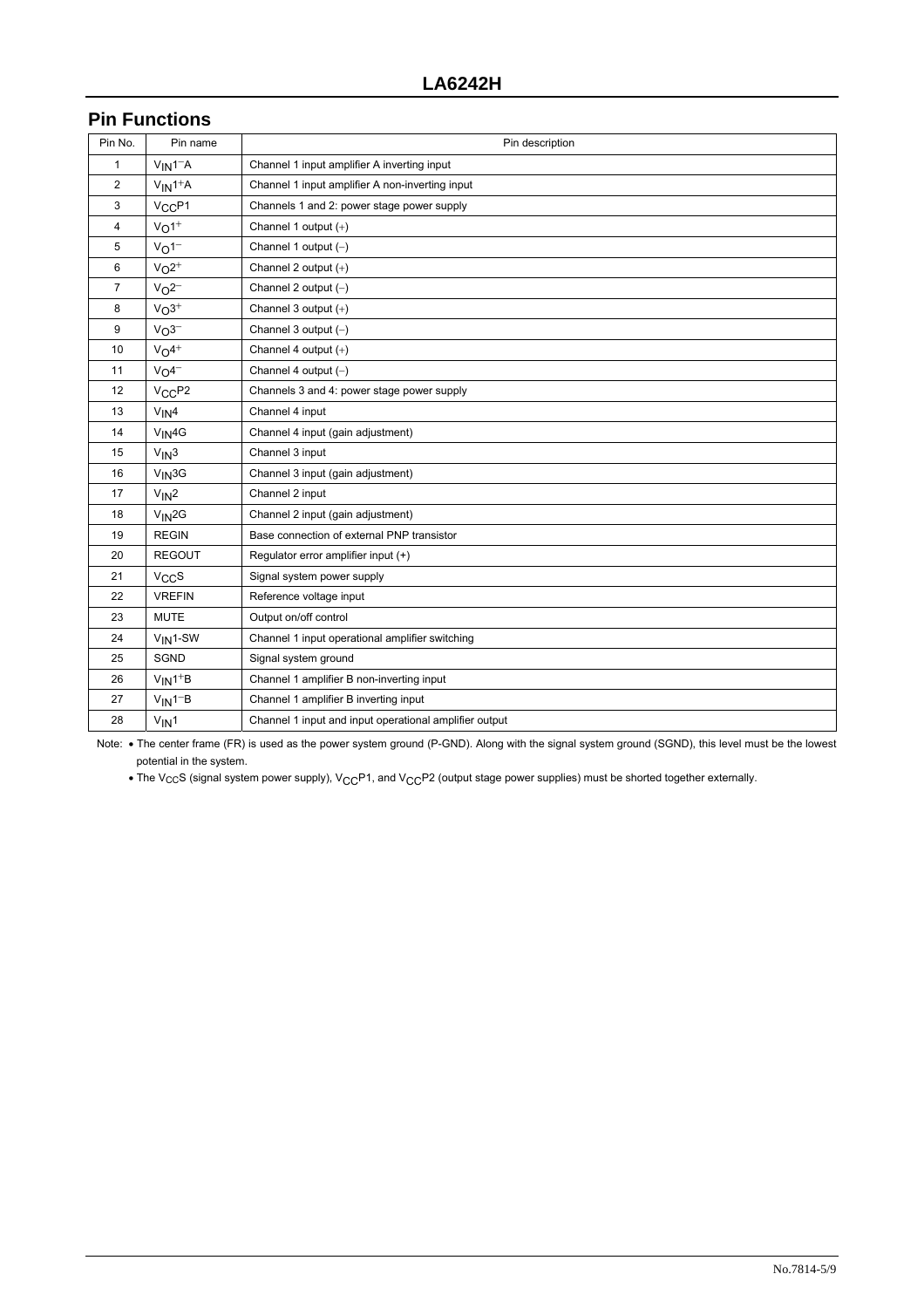## Pin Functions

| Pin No. | Pin name | Pin description |
|---|---|---|
| 1 | $V_{IN}1^{-}A$ | Channel 1 input amplifier A inverting input |
| 2 | $V_{IN}1^{+}A$ | Channel 1 input amplifier A non-inverting input |
| 3 | $V_{CC}P1$ | Channels 1 and 2: power stage power supply |
| 4 | $V_O1^{+}$ | Channel 1 output (+) |
| 5 | $V_O1^{-}$ | Channel 1 output (−) |
| 6 | $V_O2^{+}$ | Channel 2 output (+) |
| 7 | $V_O2^{-}$ | Channel 2 output (−) |
| 8 | $V_O3^{+}$ | Channel 3 output (+) |
| 9 | $V_O3^{-}$ | Channel 3 output (−) |
| 10 | $V_O4^{+}$ | Channel 4 output (+) |
| 11 | $V_O4^{-}$ | Channel 4 output (−) |
| 12 | $V_{CC}P2$ | Channels 3 and 4: power stage power supply |
| 13 | $V_{IN}4$ | Channel 4 input |
| 14 | $V_{IN}4G$ | Channel 4 input (gain adjustment) |
| 15 | $V_{IN}3$ | Channel 3 input |
| 16 | $V_{IN}3G$ | Channel 3 input (gain adjustment) |
| 17 | $V_{IN}2$ | Channel 2 input |
| 18 | $V_{IN}2G$ | Channel 2 input (gain adjustment) |
| 19 | REGIN | Base connection of external PNP transistor |
| 20 | REGOUT | Regulator error amplifier input (+) |
| 21 | $V_{CC}S$ | Signal system power supply |
| 22 | VREFIN | Reference voltage input |
| 23 | MUTE | Output on/off control |
| 24 | $V_{IN}1$-SW | Channel 1 input operational amplifier switching |
| 25 | SGND | Signal system ground |
| 26 | $V_{IN}1^{+}B$ | Channel 1 amplifier B non-inverting input |
| 27 | $V_{IN}1^{-}B$ | Channel 1 amplifier B inverting input |
| 28 | $V_{IN}1$ | Channel 1 input and input operational amplifier output |

Note:
- The center frame (FR) is used as the power system ground (P-GND). Along with the signal system ground (SGND), this level must be the lowest potential in the system.
- The $V_{CC}S$ (signal system power supply), $V_{CC}P1$, and $V_{CC}P2$ (output stage power supplies) must be shorted together externally.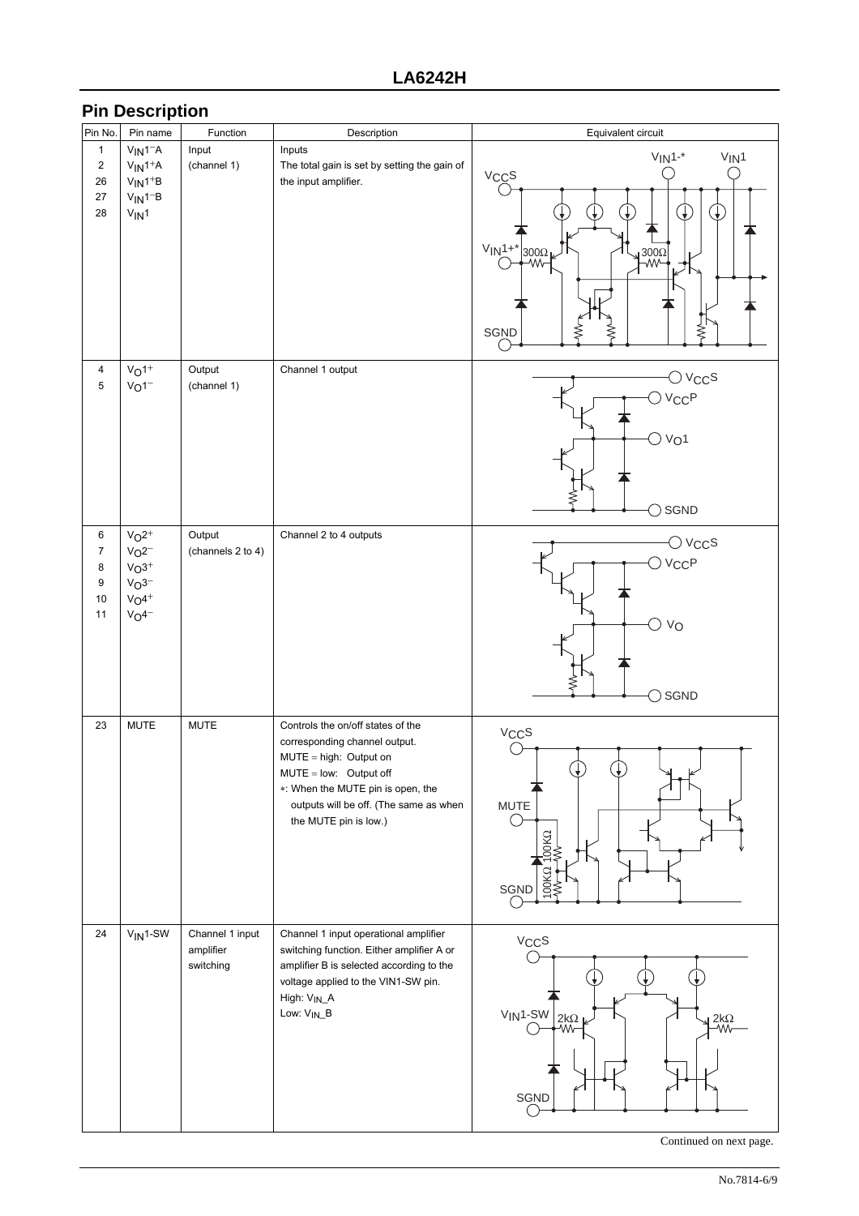## Pin Description

| Pin No. | Pin name | Function | Description | Equivalent circuit |
|---|---|---|---|---|
| 1<br>2<br>26<br>27<br>28 | $V_{IN}1^-A$<br>$V_{IN}1^+A$<br>$V_{IN}1^+B$<br>$V_{IN}1^-B$<br>$V_{IN}1$ | Input (channel 1) | Inputs<br>The total gain is set by setting the gain of the input amplifier. | |
| 4<br>5 | $V_O1^+$<br>$V_O1^-$ | Output (channel 1) | Channel 1 output | |
| 6<br>7<br>8<br>9<br>10<br>11 | $V_O2^+$<br>$V_O2^-$<br>$V_O3^+$<br>$V_O3^-$<br>$V_O4^+$<br>$V_O4^-$ | Output (channels 2 to 4) | Channel 2 to 4 outputs | |
| 23 | MUTE | MUTE | Controls the on/off states of the corresponding channel output.<br>MUTE = high: Output on<br>MUTE = low: Output off<br>*: When the MUTE pin is open, the outputs will be off. (The same as when the MUTE pin is low.) | |
| 24 | $V_{IN}1$-SW | Channel 1 input amplifier switching | Channel 1 input operational amplifier switching function. Either amplifier A or amplifier B is selected according to the voltage applied to the VIN1-SW pin.<br>High: $V_{IN}$_A<br>Low: $V_{IN}$_B | |

Continued on next page.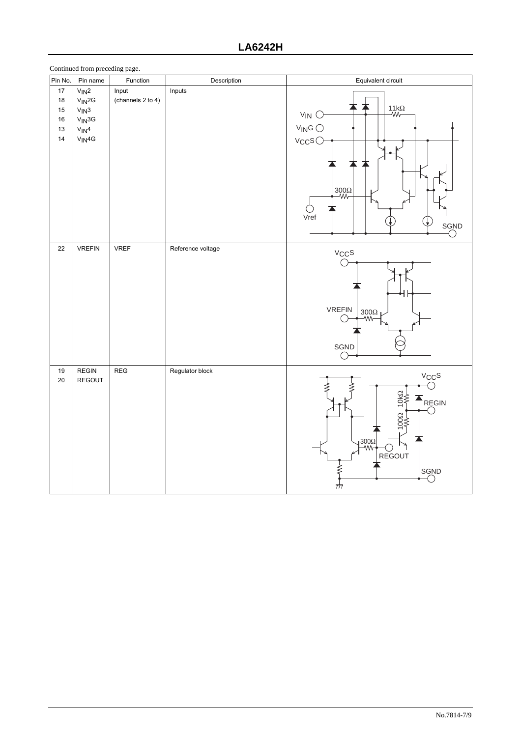Continued from preceding page.

| Pin No. | Pin name | Function | Description | Equivalent circuit |
|---|---|---|---|---|
| 17<br>18<br>15<br>16<br>13<br>14 | $V_{IN}2$<br>$V_{IN}2G$<br>$V_{IN}3$<br>$V_{IN}3G$<br>$V_{IN}4$<br>$V_{IN}4G$ | Input<br>(channels 2 to 4) | Inputs | |
| 22 | VREFIN | VREF | Reference voltage | |
| 19<br>20 | REGIN<br>REGOUT | REG | Regulator block | |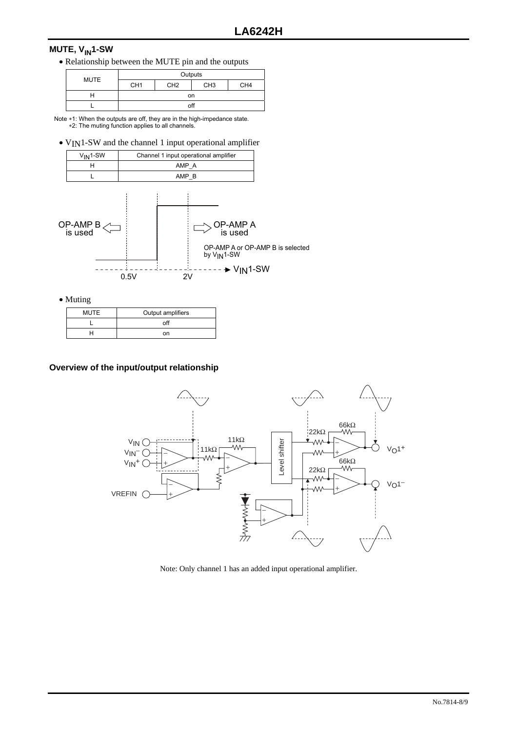## MUTE, $V_{IN}$1-SW

- Relationship between the MUTE pin and the outputs

| MUTE | Outputs | | | |
|---|---|---|---|---|
| | CH1 | CH2 | CH3 | CH4 |
| H | on | | | |
| L | off | | | |

Note *1: When the outputs are off, they are in the high-impedance state.
*2: The muting function applies to all channels.

- $V_{IN}$1-SW and the channel 1 input operational amplifier

| $V_{IN}$1-SW | Channel 1 input operational amplifier |
|---|---|
| H | AMP_A |
| L | AMP_B |

OP-AMP B is used

OP-AMP A is used

OP-AMP A or OP-AMP B is selected by $V_{IN}$1-SW

0.5V  2V  $V_{IN}$1-SW

- Muting

| MUTE | Output amplifiers |
|---|---|
| L | off |
| H | on |

## Overview of the input/output relationship

$V_{IN}$, $V_{IN}^-$, $V_{IN}^+$, VREFIN, 11kΩ, 11kΩ, Level shifter, 22kΩ, 66kΩ, 22kΩ, 66kΩ, $V_O1^+$, $V_O1^-$

Note: Only channel 1 has an added input operational amplifier.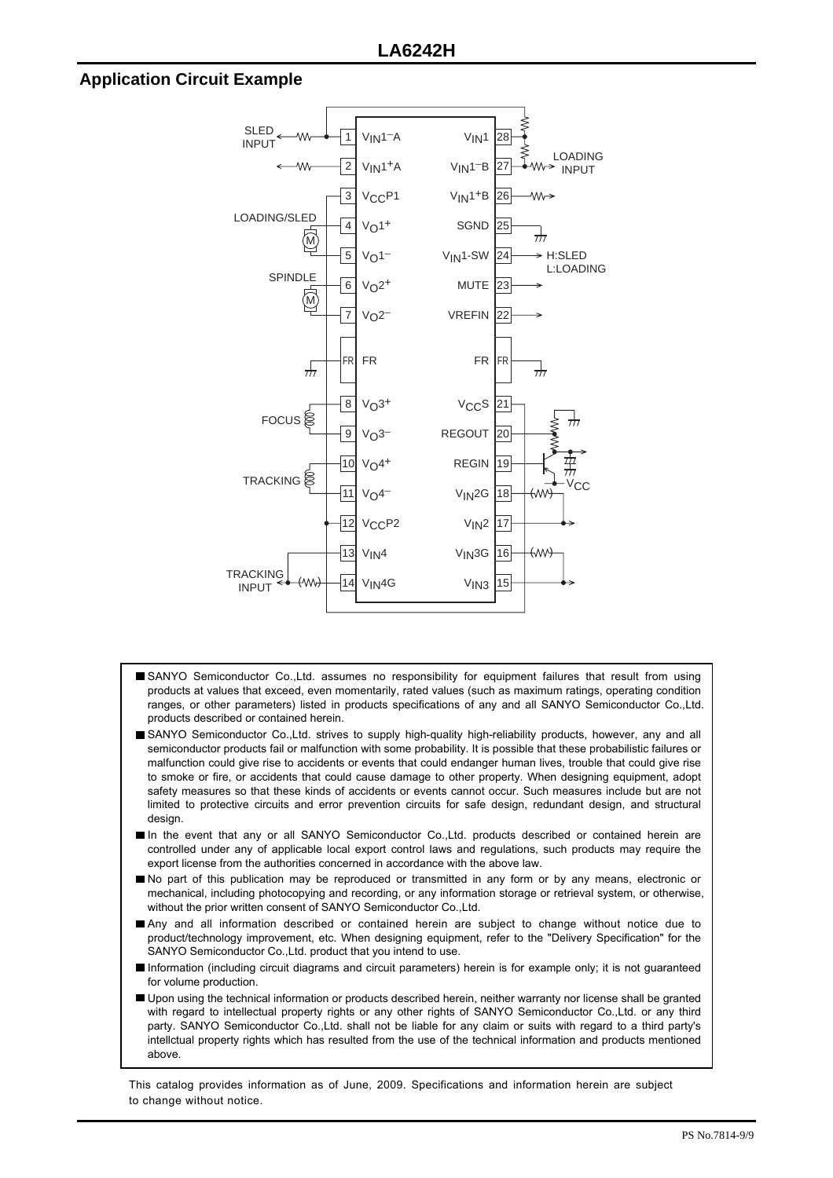## Application Circuit Example

SLED INPUT

LOADING INPUT

LOADING/SLED

SPINDLE

FOCUS

TRACKING

TRACKING INPUT

H:SLED
L:LOADING

VCC

1 $V_{IN}1^{-}A$
2 $V_{IN}1^{+}A$
3 $V_{CC}P1$
4 $V_{O}1^{+}$
5 $V_{O}1^{-}$
6 $V_{O}2^{+}$
7 $V_{O}2^{-}$
FR FR
8 $V_{O}3^{+}$
9 $V_{O}3^{-}$
10 $V_{O}4^{+}$
11 $V_{O}4^{-}$
12 $V_{CC}P2$
13 $V_{IN}4$
14 $V_{IN}4G$

28 $V_{IN}1$
27 $V_{IN}1^{-}B$
26 $V_{IN}1^{+}B$
25 SGND
24 $V_{IN}1$-SW
23 MUTE
22 VREFIN
FR FR
21 $V_{CC}S$
20 REGOUT
19 REGIN
18 $V_{IN}2G$
17 $V_{IN}2$
16 $V_{IN}3G$
15 $V_{IN}3$

- SANYO Semiconductor Co.,Ltd. assumes no responsibility for equipment failures that result from using products at values that exceed, even momentarily, rated values (such as maximum ratings, operating condition ranges, or other parameters) listed in products specifications of any and all SANYO Semiconductor Co.,Ltd. products described or contained herein.
- SANYO Semiconductor Co.,Ltd. strives to supply high-quality high-reliability products, however, any and all semiconductor products fail or malfunction with some probability. It is possible that these probabilistic failures or malfunction could give rise to accidents or events that could endanger human lives, trouble that could give rise to smoke or fire, or accidents that could cause damage to other property. When designing equipment, adopt safety measures so that these kinds of accidents or events cannot occur. Such measures include but are not limited to protective circuits and error prevention circuits for safe design, redundant design, and structural design.
- In the event that any or all SANYO Semiconductor Co.,Ltd. products described or contained herein are controlled under any of applicable local export control laws and regulations, such products may require the export license from the authorities concerned in accordance with the above law.
- No part of this publication may be reproduced or transmitted in any form or by any means, electronic or mechanical, including photocopying and recording, or any information storage or retrieval system, or otherwise, without the prior written consent of SANYO Semiconductor Co.,Ltd.
- Any and all information described or contained herein are subject to change without notice due to product/technology improvement, etc. When designing equipment, refer to the "Delivery Specification" for the SANYO Semiconductor Co.,Ltd. product that you intend to use.
- Information (including circuit diagrams and circuit parameters) herein is for example only; it is not guaranteed for volume production.
- Upon using the technical information or products described herein, neither warranty nor license shall be granted with regard to intellectual property rights or any other rights of SANYO Semiconductor Co.,Ltd. or any third party. SANYO Semiconductor Co.,Ltd. shall not be liable for any claim or suits with regard to a third party's intellctual property rights which has resulted from the use of the technical information and products mentioned above.

This catalog provides information as of June, 2009. Specifications and information herein are subject to change without notice.